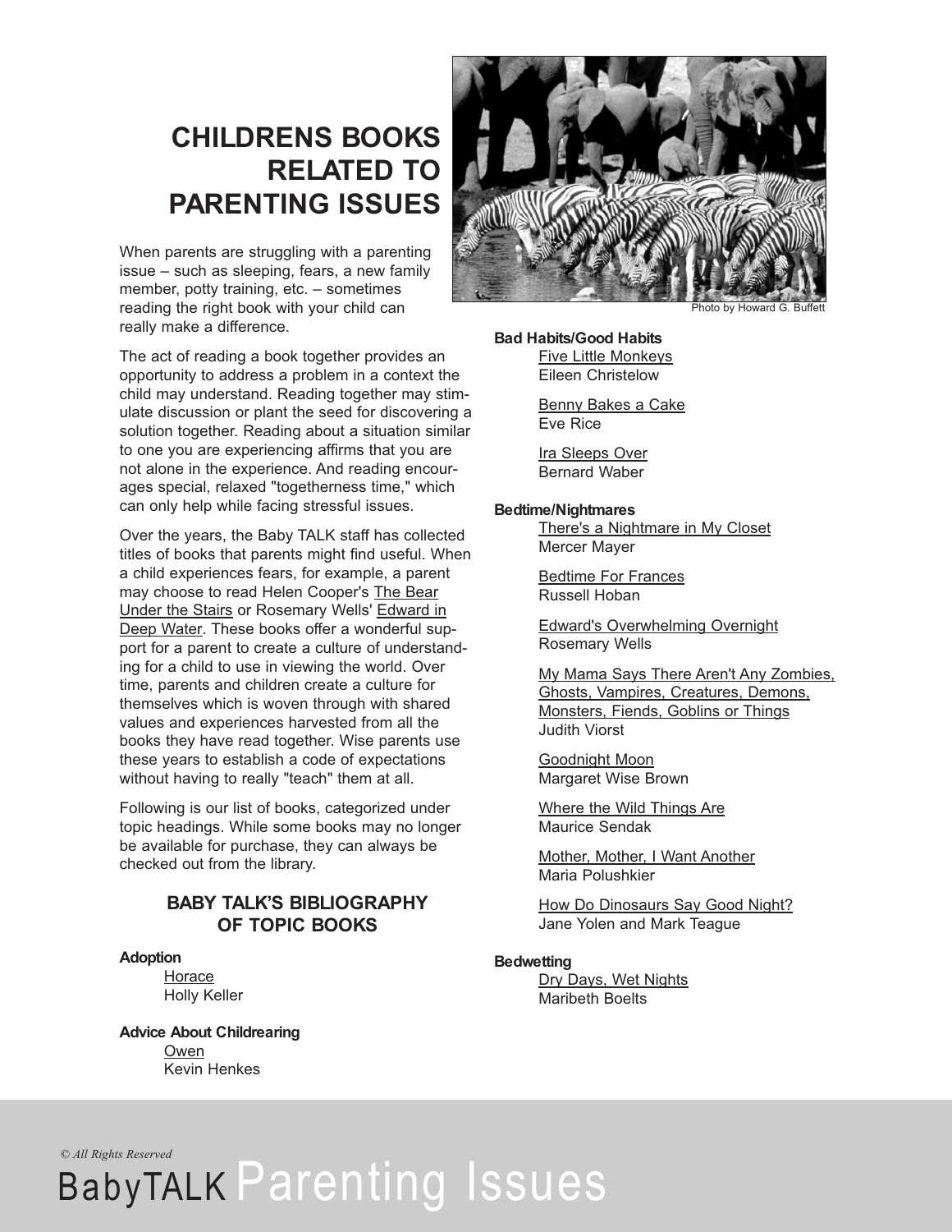# CHILDRENS BOOKS RELATED TO PARENTING ISSUES

When parents are struggling with a parenting issue – such as sleeping, fears, a new family member, potty training, etc. – sometimes reading the right book with your child can really make a difference.

The act of reading a book together provides an opportunity to address a problem in a context the child may understand. Reading together may stimulate discussion or plant the seed for discovering a solution together. Reading about a situation similar to one you are experiencing affirms that you are not alone in the experience. And reading encourages special, relaxed "togetherness time," which can only help while facing stressful issues.

Over the years, the Baby TALK staff has collected titles of books that parents might find useful. When a child experiences fears, for example, a parent may choose to read Helen Cooper's The Bear Under the Stairs or Rosemary Wells' Edward in Deep Water. These books offer a wonderful support for a parent to create a culture of understanding for a child to use in viewing the world. Over time, parents and children create a culture for themselves which is woven through with shared values and experiences harvested from all the books they have read together. Wise parents use these years to establish a code of expectations without having to really "teach" them at all.

Following is our list of books, categorized under topic headings. While some books may no longer be available for purchase, they can always be checked out from the library.

Photo by Howard G. Buffett

## BABY TALK'S BIBLIOGRAPHY OF TOPIC BOOKS

**Adoption**

Horace
Holly Keller

**Advice About Childrearing**

Owen
Kevin Henkes

**Bad Habits/Good Habits**

Five Little Monkeys
Eileen Christelow

Benny Bakes a Cake
Eve Rice

Ira Sleeps Over
Bernard Waber

**Bedtime/Nightmares**

There's a Nightmare in My Closet
Mercer Mayer

Bedtime For Frances
Russell Hoban

Edward's Overwhelming Overnight
Rosemary Wells

My Mama Says There Aren't Any Zombies, Ghosts, Vampires, Creatures, Demons, Monsters, Fiends, Goblins or Things
Judith Viorst

Goodnight Moon
Margaret Wise Brown

Where the Wild Things Are
Maurice Sendak

Mother, Mother, I Want Another
Maria Polushkier

How Do Dinosaurs Say Good Night?
Jane Yolen and Mark Teague

**Bedwetting**

Dry Days, Wet Nights
Maribeth Boelts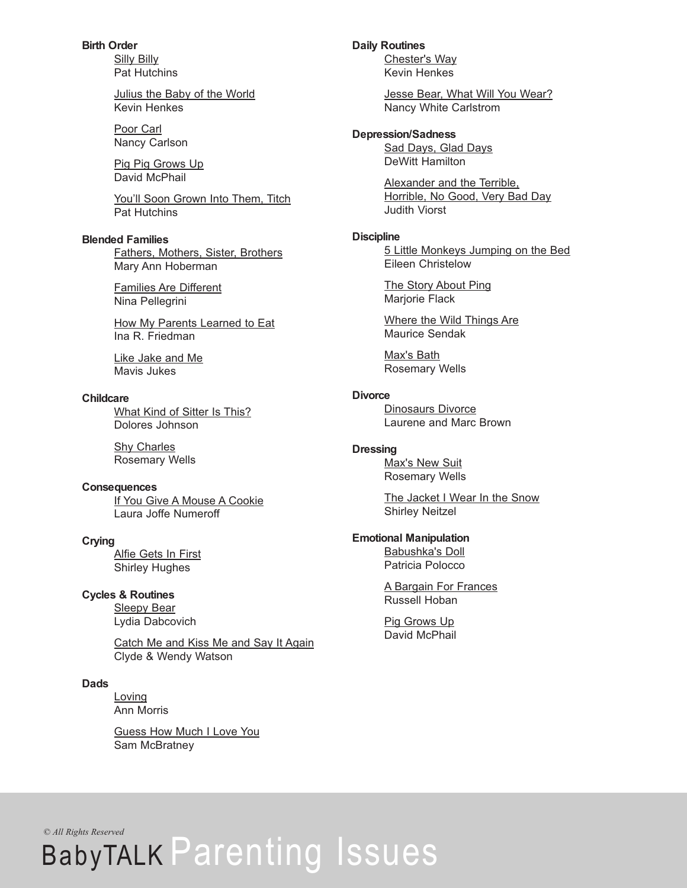**Birth Order**

Silly Billy
Pat Hutchins

Julius the Baby of the World
Kevin Henkes

Poor Carl
Nancy Carlson

Pig Pig Grows Up
David McPhail

You'll Soon Grown Into Them, Titch
Pat Hutchins

**Blended Families**

Fathers, Mothers, Sister, Brothers
Mary Ann Hoberman

Families Are Different
Nina Pellegrini

How My Parents Learned to Eat
Ina R. Friedman

Like Jake and Me
Mavis Jukes

**Childcare**

What Kind of Sitter Is This?
Dolores Johnson

Shy Charles
Rosemary Wells

**Consequences**

If You Give A Mouse A Cookie
Laura Joffe Numeroff

**Crying**

Alfie Gets In First
Shirley Hughes

**Cycles & Routines**

Sleepy Bear
Lydia Dabcovich

Catch Me and Kiss Me and Say It Again
Clyde & Wendy Watson

**Dads**

Loving
Ann Morris

Guess How Much I Love You
Sam McBratney

**Daily Routines**

Chester's Way
Kevin Henkes

Jesse Bear, What Will You Wear?
Nancy White Carlstrom

**Depression/Sadness**

Sad Days, Glad Days
DeWitt Hamilton

Alexander and the Terrible, Horrible, No Good, Very Bad Day
Judith Viorst

**Discipline**

5 Little Monkeys Jumping on the Bed
Eileen Christelow

The Story About Ping
Marjorie Flack

Where the Wild Things Are
Maurice Sendak

Max's Bath
Rosemary Wells

**Divorce**

Dinosaurs Divorce
Laurene and Marc Brown

**Dressing**

Max's New Suit
Rosemary Wells

The Jacket I Wear In the Snow
Shirley Neitzel

**Emotional Manipulation**

Babushka's Doll
Patricia Polocco

A Bargain For Frances
Russell Hoban

Pig Grows Up
David McPhail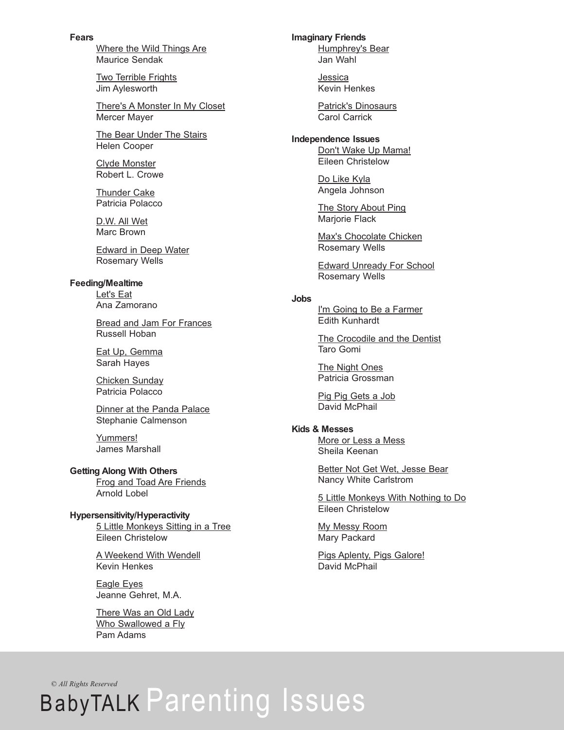**Fears**

Where the Wild Things Are
Maurice Sendak

Two Terrible Frights
Jim Aylesworth

There's A Monster In My Closet
Mercer Mayer

The Bear Under The Stairs
Helen Cooper

Clyde Monster
Robert L. Crowe

Thunder Cake
Patricia Polacco

D.W. All Wet
Marc Brown

Edward in Deep Water
Rosemary Wells

**Feeding/Mealtime**

Let's Eat
Ana Zamorano

Bread and Jam For Frances
Russell Hoban

Eat Up, Gemma
Sarah Hayes

Chicken Sunday
Patricia Polacco

Dinner at the Panda Palace
Stephanie Calmenson

Yummers!
James Marshall

**Getting Along With Others**

Frog and Toad Are Friends
Arnold Lobel

**Hypersensitivity/Hyperactivity**

5 Little Monkeys Sitting in a Tree
Eileen Christelow

A Weekend With Wendell
Kevin Henkes

Eagle Eyes
Jeanne Gehret, M.A.

There Was an Old Lady Who Swallowed a Fly
Pam Adams

**Imaginary Friends**

Humphrey's Bear
Jan Wahl

Jessica
Kevin Henkes

Patrick's Dinosaurs
Carol Carrick

**Independence Issues**

Don't Wake Up Mama!
Eileen Christelow

Do Like Kyla
Angela Johnson

The Story About Ping
Marjorie Flack

Max's Chocolate Chicken
Rosemary Wells

Edward Unready For School
Rosemary Wells

**Jobs**

I'm Going to Be a Farmer
Edith Kunhardt

The Crocodile and the Dentist
Taro Gomi

The Night Ones
Patricia Grossman

Pig Pig Gets a Job
David McPhail

**Kids & Messes**

More or Less a Mess
Sheila Keenan

Better Not Get Wet, Jesse Bear
Nancy White Carlstrom

5 Little Monkeys With Nothing to Do
Eileen Christelow

My Messy Room
Mary Packard

Pigs Aplenty, Pigs Galore!
David McPhail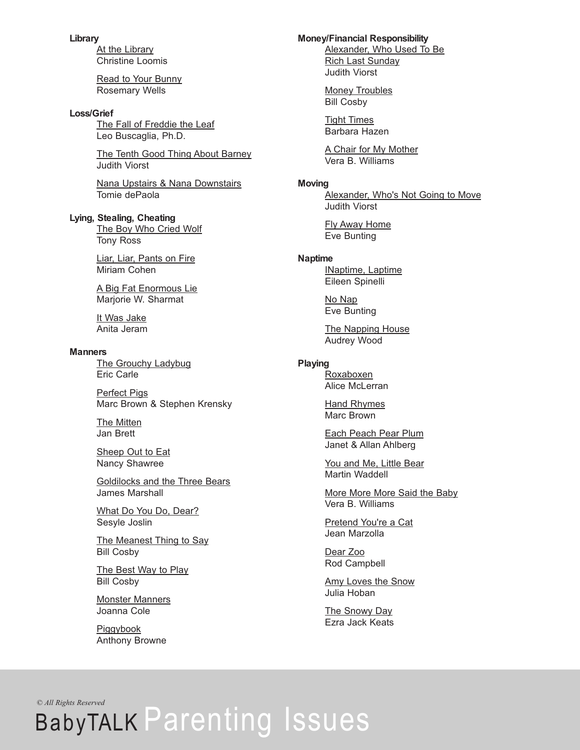**Library**

At the Library
Christine Loomis

Read to Your Bunny
Rosemary Wells

**Loss/Grief**

The Fall of Freddie the Leaf
Leo Buscaglia, Ph.D.

The Tenth Good Thing About Barney
Judith Viorst

Nana Upstairs & Nana Downstairs
Tomie dePaola

**Lying, Stealing, Cheating**

The Boy Who Cried Wolf
Tony Ross

Liar, Liar, Pants on Fire
Miriam Cohen

A Big Fat Enormous Lie
Marjorie W. Sharmat

It Was Jake
Anita Jeram

**Manners**

The Grouchy Ladybug
Eric Carle

Perfect Pigs
Marc Brown & Stephen Krensky

The Mitten
Jan Brett

Sheep Out to Eat
Nancy Shawree

Goldilocks and the Three Bears
James Marshall

What Do You Do, Dear?
Sesyle Joslin

The Meanest Thing to Say
Bill Cosby

The Best Way to Play
Bill Cosby

Monster Manners
Joanna Cole

Piggybook
Anthony Browne

**Money/Financial Responsibility**

Alexander, Who Used To Be Rich Last Sunday
Judith Viorst

Money Troubles
Bill Cosby

Tight Times
Barbara Hazen

A Chair for My Mother
Vera B. Williams

**Moving**

Alexander, Who's Not Going to Move
Judith Viorst

Fly Away Home
Eve Bunting

**Naptime**

INaptime, Laptime
Eileen Spinelli

No Nap
Eve Bunting

The Napping House
Audrey Wood

**Playing**

Roxaboxen
Alice McLerran

Hand Rhymes
Marc Brown

Each Peach Pear Plum
Janet & Allan Ahlberg

You and Me, Little Bear
Martin Waddell

More More More Said the Baby
Vera B. Williams

Pretend You're a Cat
Jean Marzolla

Dear Zoo
Rod Campbell

Amy Loves the Snow
Julia Hoban

The Snowy Day
Ezra Jack Keats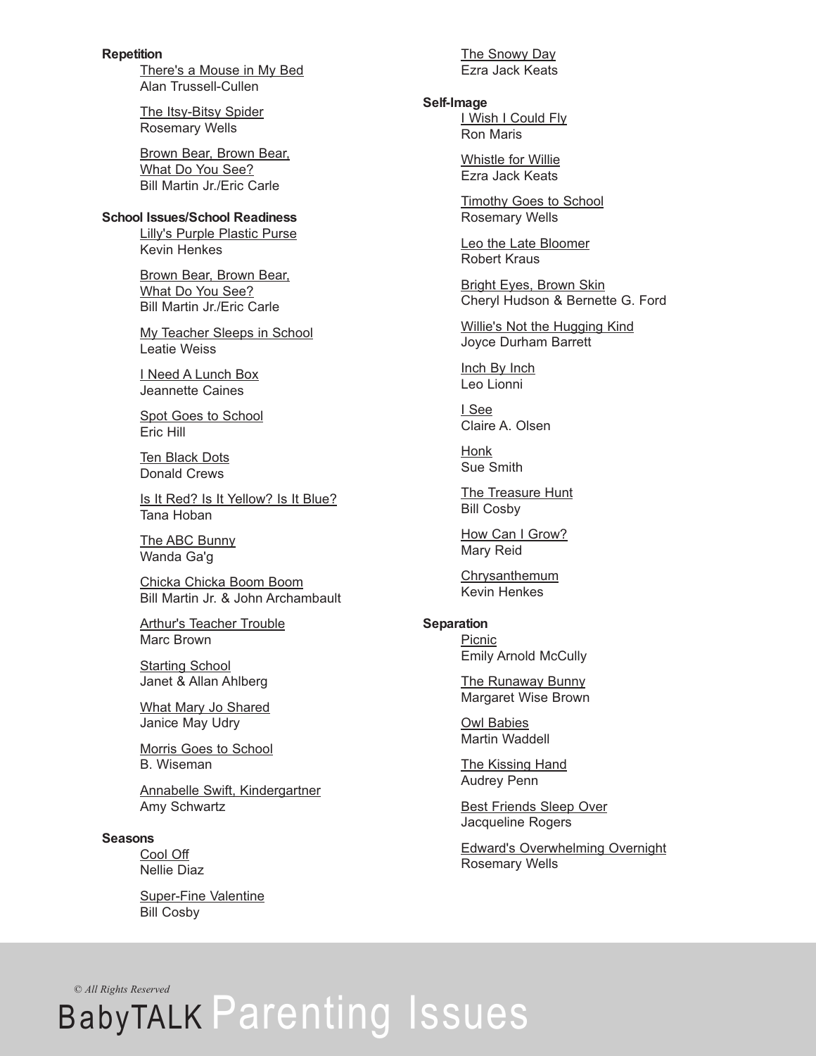**Repetition**

There's a Mouse in My Bed
Alan Trussell-Cullen

The Itsy-Bitsy Spider
Rosemary Wells

Brown Bear, Brown Bear, What Do You See?
Bill Martin Jr./Eric Carle

**School Issues/School Readiness**

Lilly's Purple Plastic Purse
Kevin Henkes

Brown Bear, Brown Bear, What Do You See?
Bill Martin Jr./Eric Carle

My Teacher Sleeps in School
Leatie Weiss

I Need A Lunch Box
Jeannette Caines

Spot Goes to School
Eric Hill

Ten Black Dots
Donald Crews

Is It Red? Is It Yellow? Is It Blue?
Tana Hoban

The ABC Bunny
Wanda Ga'g

Chicka Chicka Boom Boom
Bill Martin Jr. & John Archambault

Arthur's Teacher Trouble
Marc Brown

Starting School
Janet & Allan Ahlberg

What Mary Jo Shared
Janice May Udry

Morris Goes to School
B. Wiseman

Annabelle Swift, Kindergartner
Amy Schwartz

**Seasons**

Cool Off
Nellie Diaz

Super-Fine Valentine
Bill Cosby

The Snowy Day
Ezra Jack Keats

**Self-Image**

I Wish I Could Fly
Ron Maris

Whistle for Willie
Ezra Jack Keats

Timothy Goes to School
Rosemary Wells

Leo the Late Bloomer
Robert Kraus

Bright Eyes, Brown Skin
Cheryl Hudson & Bernette G. Ford

Willie's Not the Hugging Kind
Joyce Durham Barrett

Inch By Inch
Leo Lionni

I See
Claire A. Olsen

Honk
Sue Smith

The Treasure Hunt
Bill Cosby

How Can I Grow?
Mary Reid

Chrysanthemum
Kevin Henkes

**Separation**

Picnic
Emily Arnold McCully

The Runaway Bunny
Margaret Wise Brown

Owl Babies
Martin Waddell

The Kissing Hand
Audrey Penn

Best Friends Sleep Over
Jacqueline Rogers

Edward's Overwhelming Overnight
Rosemary Wells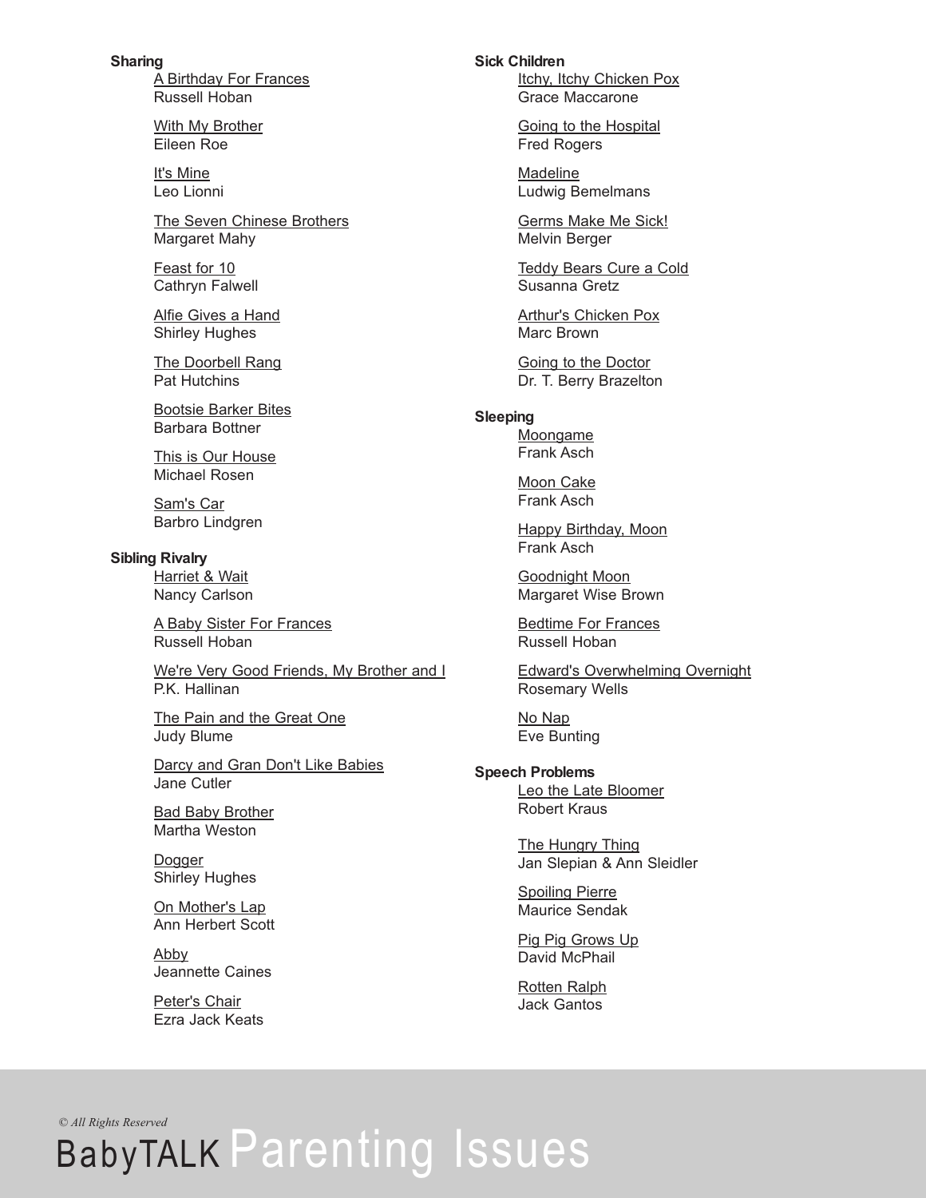**Sharing**

<u>A Birthday For Frances</u>
Russell Hoban

<u>With My Brother</u>
Eileen Roe

<u>It's Mine</u>
Leo Lionni

<u>The Seven Chinese Brothers</u>
Margaret Mahy

<u>Feast for 10</u>
Cathryn Falwell

<u>Alfie Gives a Hand</u>
Shirley Hughes

<u>The Doorbell Rang</u>
Pat Hutchins

<u>Bootsie Barker Bites</u>
Barbara Bottner

<u>This is Our House</u>
Michael Rosen

<u>Sam's Car</u>
Barbro Lindgren

**Sibling Rivalry**

<u>Harriet & Wait</u>
Nancy Carlson

<u>A Baby Sister For Frances</u>
Russell Hoban

<u>We're Very Good Friends, My Brother and I</u>
P.K. Hallinan

<u>The Pain and the Great One</u>
Judy Blume

<u>Darcy and Gran Don't Like Babies</u>
Jane Cutler

<u>Bad Baby Brother</u>
Martha Weston

<u>Dogger</u>
Shirley Hughes

<u>On Mother's Lap</u>
Ann Herbert Scott

<u>Abby</u>
Jeannette Caines

<u>Peter's Chair</u>
Ezra Jack Keats

**Sick Children**

<u>Itchy, Itchy Chicken Pox</u>
Grace Maccarone

<u>Going to the Hospital</u>
Fred Rogers

<u>Madeline</u>
Ludwig Bemelmans

<u>Germs Make Me Sick!</u>
Melvin Berger

<u>Teddy Bears Cure a Cold</u>
Susanna Gretz

<u>Arthur's Chicken Pox</u>
Marc Brown

<u>Going to the Doctor</u>
Dr. T. Berry Brazelton

**Sleeping**

<u>Moongame</u>
Frank Asch

<u>Moon Cake</u>
Frank Asch

<u>Happy Birthday, Moon</u>
Frank Asch

<u>Goodnight Moon</u>
Margaret Wise Brown

<u>Bedtime For Frances</u>
Russell Hoban

<u>Edward's Overwhelming Overnight</u>
Rosemary Wells

<u>No Nap</u>
Eve Bunting

**Speech Problems**

<u>Leo the Late Bloomer</u>
Robert Kraus

<u>The Hungry Thing</u>
Jan Slepian & Ann Sleidler

<u>Spoiling Pierre</u>
Maurice Sendak

<u>Pig Pig Grows Up</u>
David McPhail

<u>Rotten Ralph</u>
Jack Gantos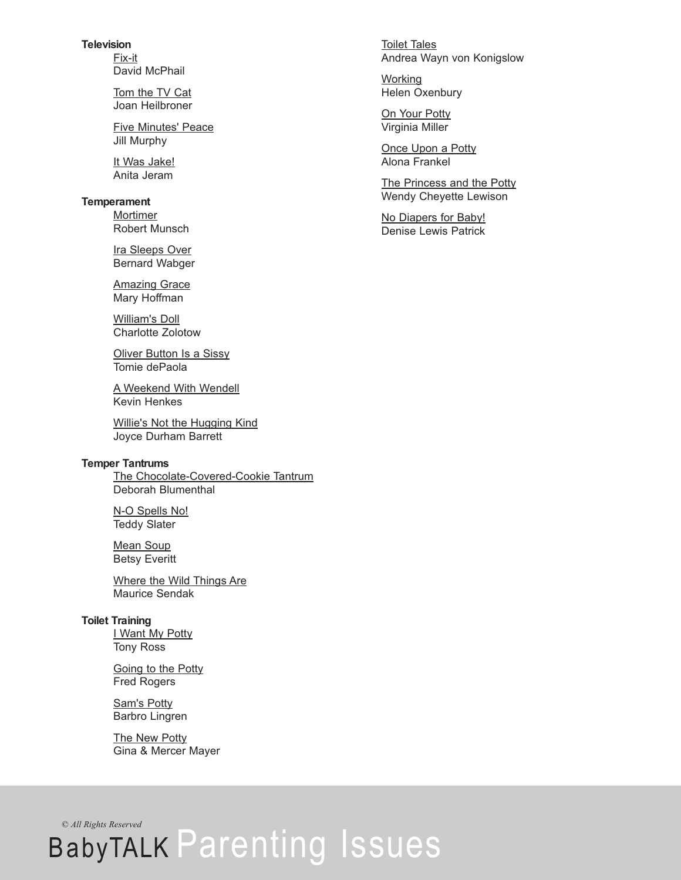**Television**

Fix-it
David McPhail

Tom the TV Cat
Joan Heilbroner

Five Minutes' Peace
Jill Murphy

It Was Jake!
Anita Jeram

**Temperament**

Mortimer
Robert Munsch

Ira Sleeps Over
Bernard Wabger

Amazing Grace
Mary Hoffman

William's Doll
Charlotte Zolotow

Oliver Button Is a Sissy
Tomie dePaola

A Weekend With Wendell
Kevin Henkes

Willie's Not the Hugging Kind
Joyce Durham Barrett

**Temper Tantrums**

The Chocolate-Covered-Cookie Tantrum
Deborah Blumenthal

N-O Spells No!
Teddy Slater

Mean Soup
Betsy Everitt

Where the Wild Things Are
Maurice Sendak

**Toilet Training**

I Want My Potty
Tony Ross

Going to the Potty
Fred Rogers

Sam's Potty
Barbro Lingren

The New Potty
Gina & Mercer Mayer

Toilet Tales
Andrea Wayn von Konigslow

Working
Helen Oxenbury

On Your Potty
Virginia Miller

Once Upon a Potty
Alona Frankel

The Princess and the Potty
Wendy Cheyette Lewison

No Diapers for Baby!
Denise Lewis Patrick